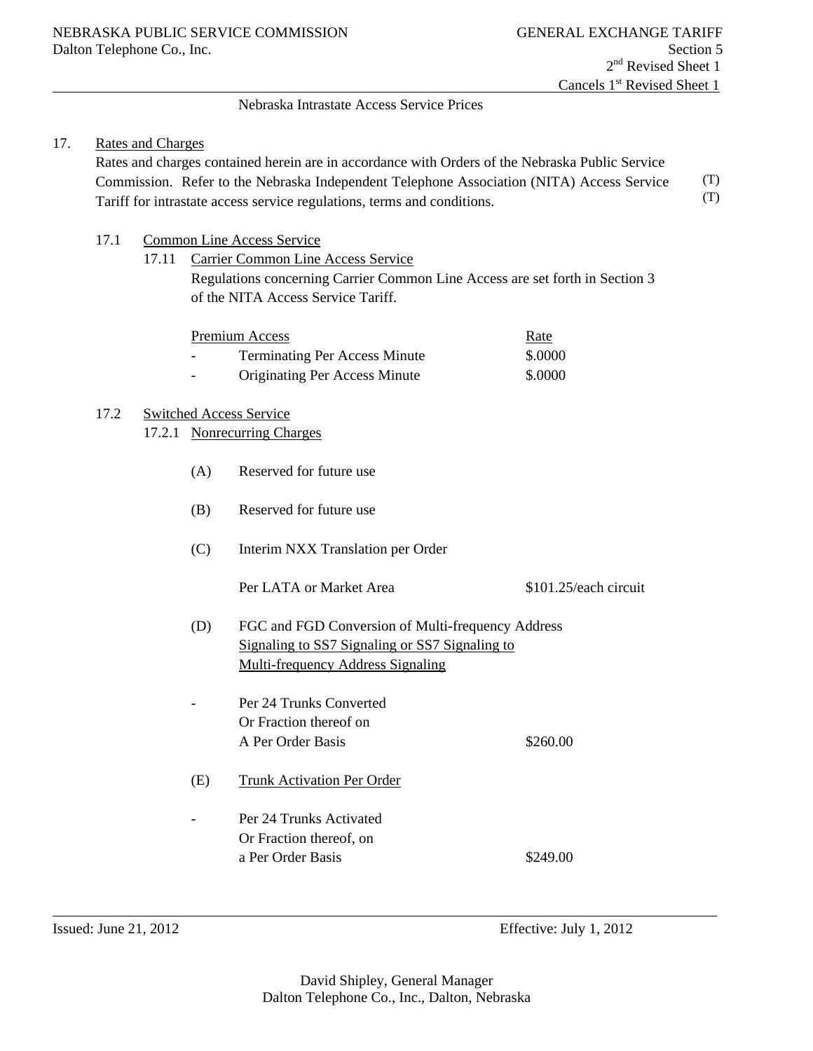Nebraska Intrastate Access Service Prices

17. Rates and Charges

Rates and charges contained herein are in accordance with Orders of the Nebraska Public Service Commission. Refer to the Nebraska Independent Telephone Association (NITA) Access Service Tariff for intrastate access service regulations, terms and conditions. (T) (T)

17.1 Common Line Access Service

17.11 Carrier Common Line Access Service

Regulations concerning Carrier Common Line Access are set forth in Section 3 of the NITA Access Service Tariff.

| Premium Access | Rate |
|---|---|
| - Terminating Per Access Minute | $.0000 |
| - Originating Per Access Minute | $.0000 |

17.2 Switched Access Service

17.2.1 Nonrecurring Charges

(A) Reserved for future use

(B) Reserved for future use

(C) Interim NXX Translation per Order

| Per LATA or Market Area | $101.25/each circuit |
|---|---|

(D) FGC and FGD Conversion of Multi-frequency Address Signaling to SS7 Signaling or SS7 Signaling to Multi-frequency Address Signaling

| - Per 24 Trunks Converted Or Fraction thereof on A Per Order Basis | $260.00 |
|---|---|

(E) Trunk Activation Per Order

| - Per 24 Trunks Activated Or Fraction thereof, on a Per Order Basis | $249.00 |
|---|---|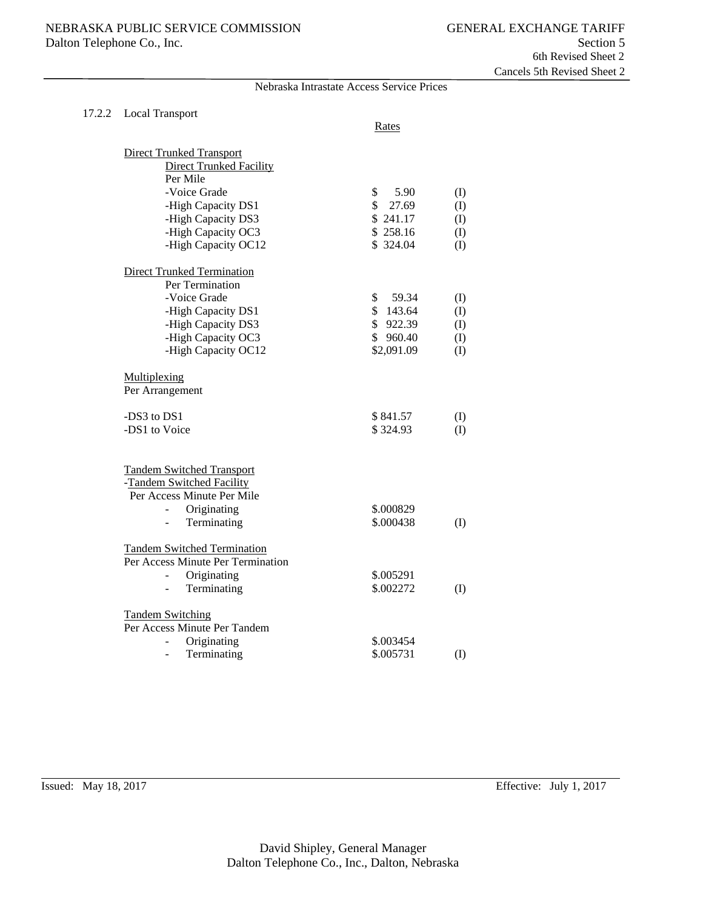NEBRASKA PUBLIC SERVICE COMMISSION
Dalton Telephone Co., Inc.

GENERAL EXCHANGE TARIFF
Section 5
6th Revised Sheet 2
Cancels 5th Revised Sheet 2

Nebraska Intrastate Access Service Prices

17.2.2 Local Transport

| | Rates | |
|---|---|---|
| Direct Trunked Transport | | |
| Direct Trunked Facility | | |
| Per Mile | | |
| -Voice Grade | $ 5.90 | (I) |
| -High Capacity DS1 | $ 27.69 | (I) |
| -High Capacity DS3 | $ 241.17 | (I) |
| -High Capacity OC3 | $ 258.16 | (I) |
| -High Capacity OC12 | $ 324.04 | (I) |
| Direct Trunked Termination | | |
| Per Termination | | |
| -Voice Grade | $ 59.34 | (I) |
| -High Capacity DS1 | $ 143.64 | (I) |
| -High Capacity DS3 | $ 922.39 | (I) |
| -High Capacity OC3 | $ 960.40 | (I) |
| -High Capacity OC12 | $2,091.09 | (I) |
| Multiplexing | | |
| Per Arrangement | | |
| -DS3 to DS1 | $ 841.57 | (I) |
| -DS1 to Voice | $ 324.93 | (I) |
| Tandem Switched Transport | | |
| -Tandem Switched Facility | | |
| Per Access Minute Per Mile | | |
| - Originating | $.000829 | |
| - Terminating | $.000438 | (I) |
| Tandem Switched Termination | | |
| Per Access Minute Per Termination | | |
| - Originating | $.005291 | |
| - Terminating | $.002272 | (I) |
| Tandem Switching | | |
| Per Access Minute Per Tandem | | |
| - Originating | $.003454 | |
| - Terminating | $.005731 | (I) |

Issued: May 18, 2017

Effective: July 1, 2017

David Shipley, General Manager
Dalton Telephone Co., Inc., Dalton, Nebraska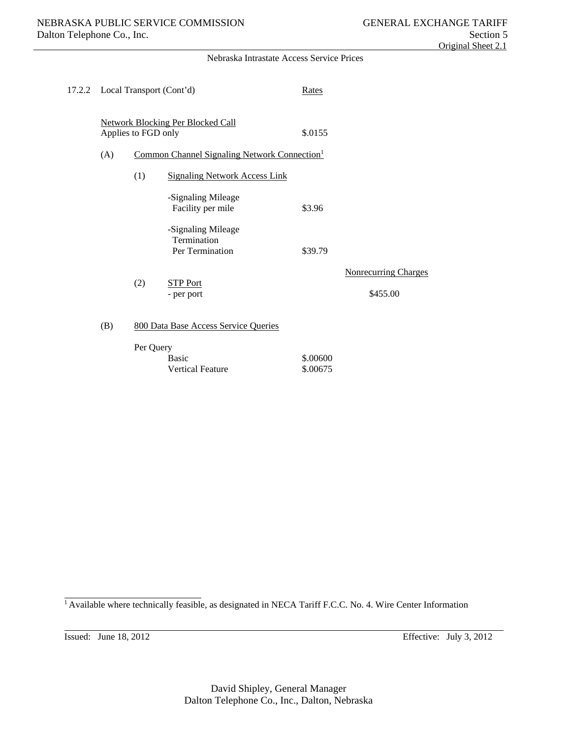Nebraska Intrastate Access Service Prices

17.2.2 Local Transport (Cont'd)

| | Rates | Nonrecurring Charges |
|---|---|---|
| Network Blocking Per Blocked Call<br>Applies to FGD only | $.0155 | |
| (A) Common Channel Signaling Network Connection[1] | | |
| (1) Signaling Network Access Link | | |
| -Signaling Mileage Facility per mile | $3.96 | |
| -Signaling Mileage Termination Per Termination | $39.79 | |
| (2) STP Port - per port | | $455.00 |
| (B) 800 Data Base Access Service Queries | | |
| Per Query | | |
| Basic | $.00600 | |
| Vertical Feature | $.00675 | |

[1] Available where technically feasible, as designated in NECA Tariff F.C.C. No. 4. Wire Center Information

Issued: June 18, 2012 Effective: July 3, 2012

David Shipley, General Manager
Dalton Telephone Co., Inc., Dalton, Nebraska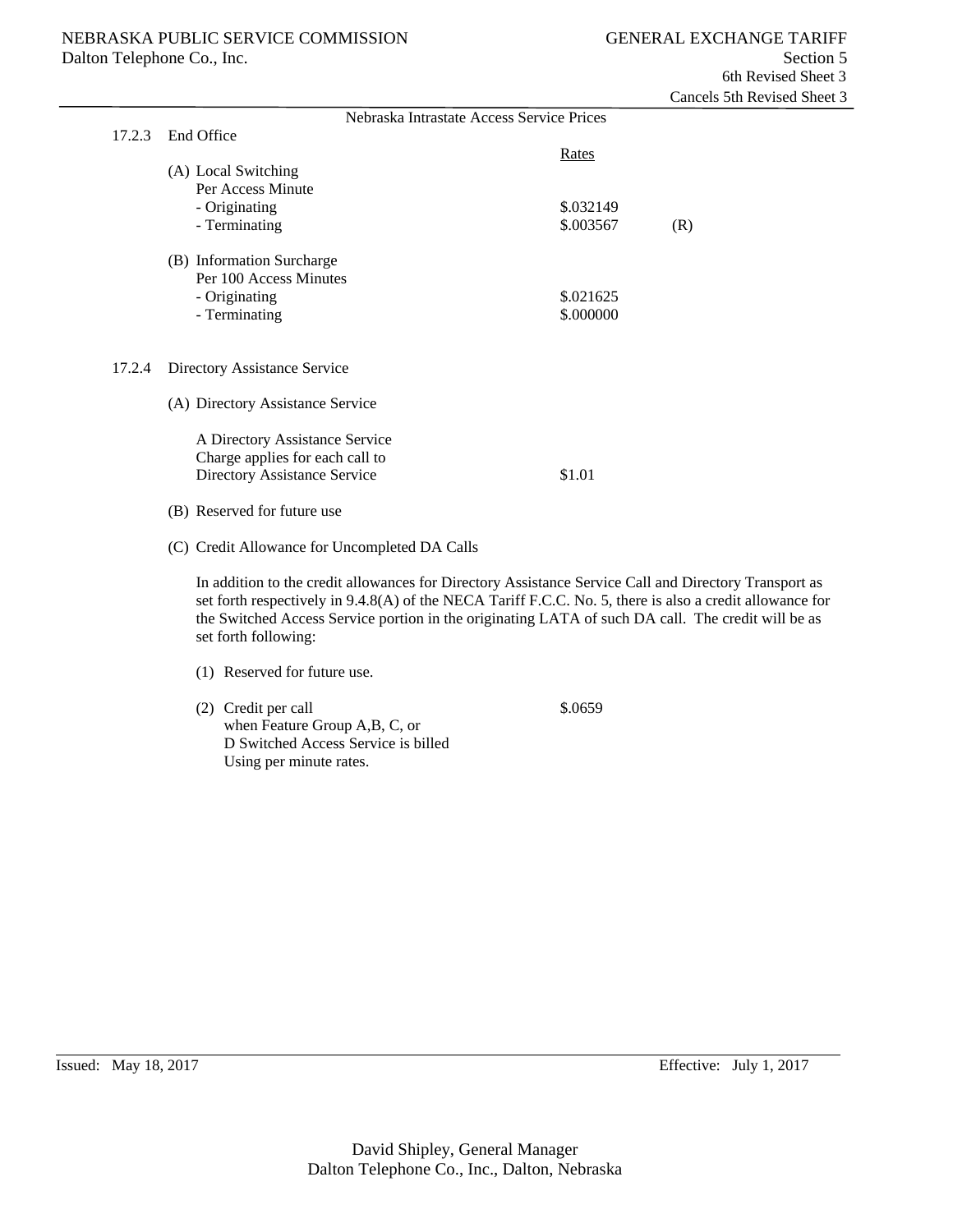NEBRASKA PUBLIC SERVICE COMMISSION — GENERAL EXCHANGE TARIFF

Dalton Telephone Co., Inc. — Section 5

6th Revised Sheet 3

Cancels 5th Revised Sheet 3

Nebraska Intrastate Access Service Prices

## 17.2.3 End Office

| | Rates | |
|---|---|---|
| (A) Local Switching | | |
| Per Access Minute | | |
| - Originating | $.032149 | |
| - Terminating | $.003567 | (R) |
| (B) Information Surcharge | | |
| Per 100 Access Minutes | | |
| - Originating | $.021625 | |
| - Terminating | $.000000 | |

## 17.2.4 Directory Assistance Service

(A) Directory Assistance Service

| | |
|---|---|
| A Directory Assistance Service Charge applies for each call to Directory Assistance Service | $1.01 |

(B) Reserved for future use

(C) Credit Allowance for Uncompleted DA Calls

In addition to the credit allowances for Directory Assistance Service Call and Directory Transport as set forth respectively in 9.4.8(A) of the NECA Tariff F.C.C. No. 5, there is also a credit allowance for the Switched Access Service portion in the originating LATA of such DA call. The credit will be as set forth following:

(1) Reserved for future use.

| | |
|---|---|
| (2) Credit per call when Feature Group A,B, C, or D Switched Access Service is billed Using per minute rates. | $.0659 |

Issued: May 18, 2017 — Effective: July 1, 2017

David Shipley, General Manager
Dalton Telephone Co., Inc., Dalton, Nebraska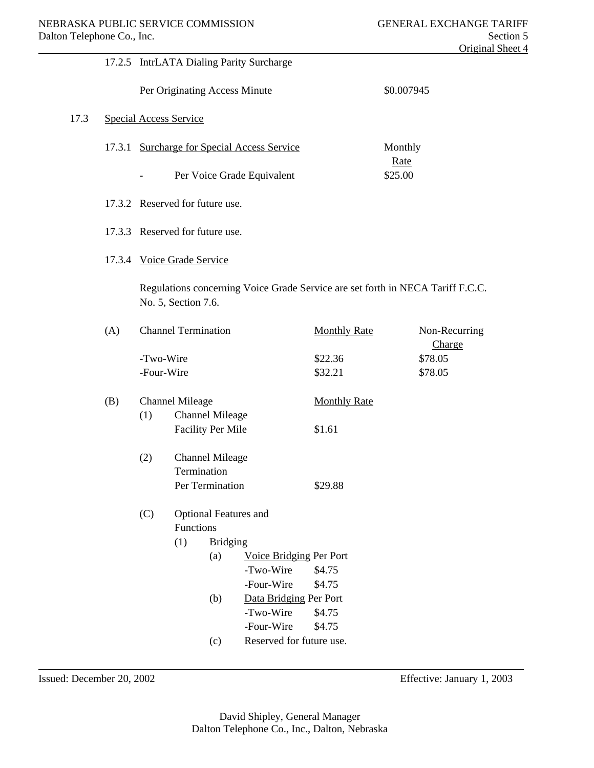17.2.5 IntrLATA Dialing Parity Surcharge

| | |
|---|---|
| Per Originating Access Minute | $0.007945 |

17.3 <u>Special Access Service</u>

17.3.1 <u>Surcharge for Special Access Service</u>

| | Monthly <u>Rate</u> |
|---|---|
| - Per Voice Grade Equivalent | $25.00 |

17.3.2 Reserved for future use.

17.3.3 Reserved for future use.

17.3.4 <u>Voice Grade Service</u>

Regulations concerning Voice Grade Service are set forth in NECA Tariff F.C.C. No. 5, Section 7.6.

(A) Channel Termination

| | <u>Monthly Rate</u> | Non-Recurring <u>Charge</u> |
|---|---|---|
| -Two-Wire | $22.36 | $78.05 |
| -Four-Wire | $32.21 | $78.05 |

(B) Channel Mileage

| | <u>Monthly Rate</u> |
|---|---|
| (1) Channel Mileage Facility Per Mile | $1.61 |
| (2) Channel Mileage Termination Per Termination | $29.88 |

(C) Optional Features and Functions

(1) Bridging

(a) <u>Voice Bridging</u> Per Port

| | |
|---|---|
| -Two-Wire | $4.75 |
| -Four-Wire | $4.75 |

(b) <u>Data Bridging</u> Per Port

| | |
|---|---|
| -Two-Wire | $4.75 |
| -Four-Wire | $4.75 |

(c) Reserved for future use.

Issued: December 20, 2002 Effective: January 1, 2003

David Shipley, General Manager
Dalton Telephone Co., Inc., Dalton, Nebraska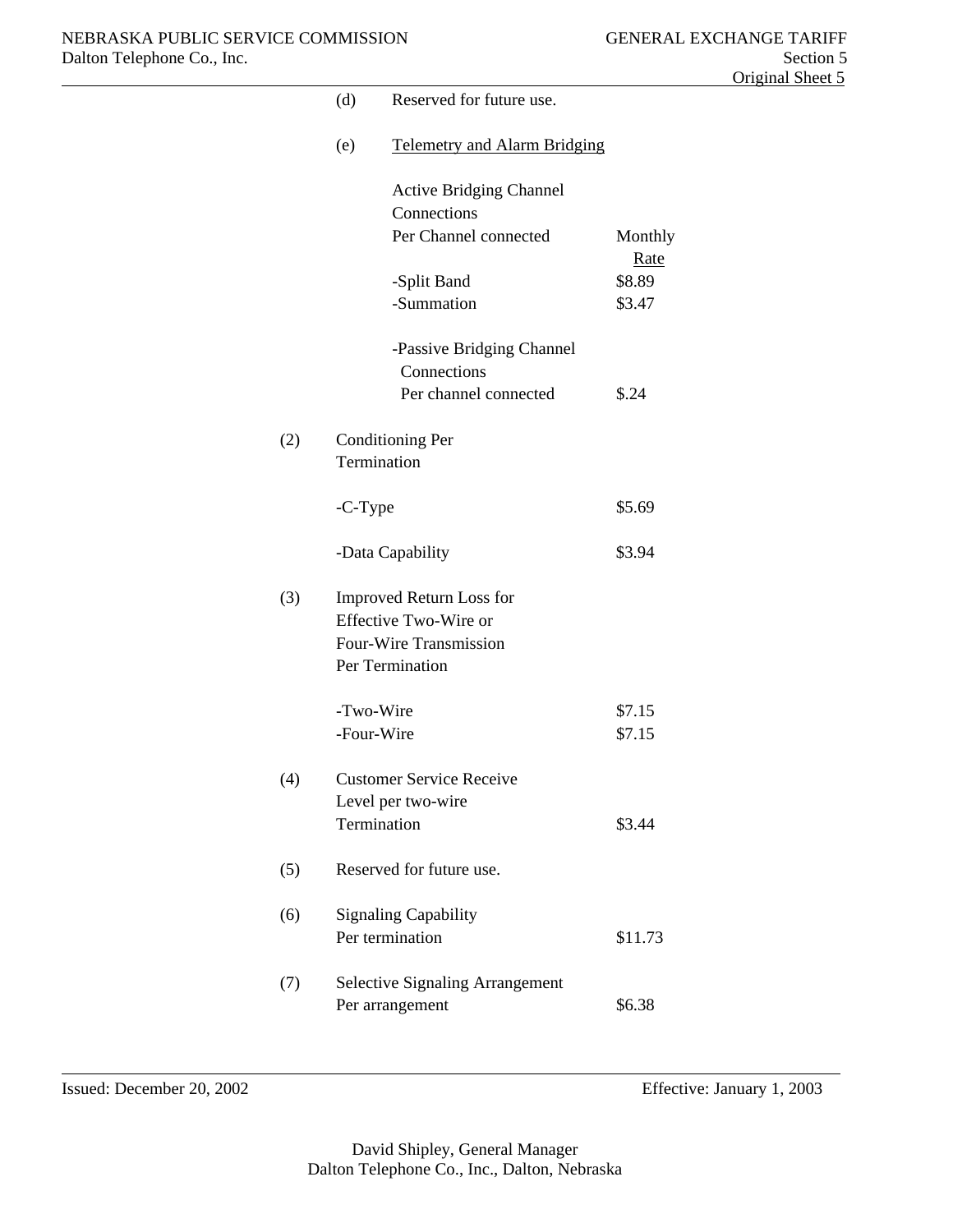(d) Reserved for future use.

(e) Telemetry and Alarm Bridging

| | Monthly Rate |
|---|---|
| Active Bridging Channel Connections Per Channel connected | |
| -Split Band | $8.89 |
| -Summation | $3.47 |
| -Passive Bridging Channel Connections Per channel connected | $.24 |

(2) Conditioning Per Termination

| | |
|---|---|
| -C-Type | $5.69 |
| -Data Capability | $3.94 |

(3) Improved Return Loss for Effective Two-Wire or Four-Wire Transmission Per Termination

| | |
|---|---|
| -Two-Wire | $7.15 |
| -Four-Wire | $7.15 |

(4) Customer Service Receive Level per two-wire Termination — $3.44

(5) Reserved for future use.

(6) Signaling Capability Per termination — $11.73

(7) Selective Signaling Arrangement Per arrangement — $6.38

Issued: December 20, 2002 — Effective: January 1, 2003

David Shipley, General Manager
Dalton Telephone Co., Inc., Dalton, Nebraska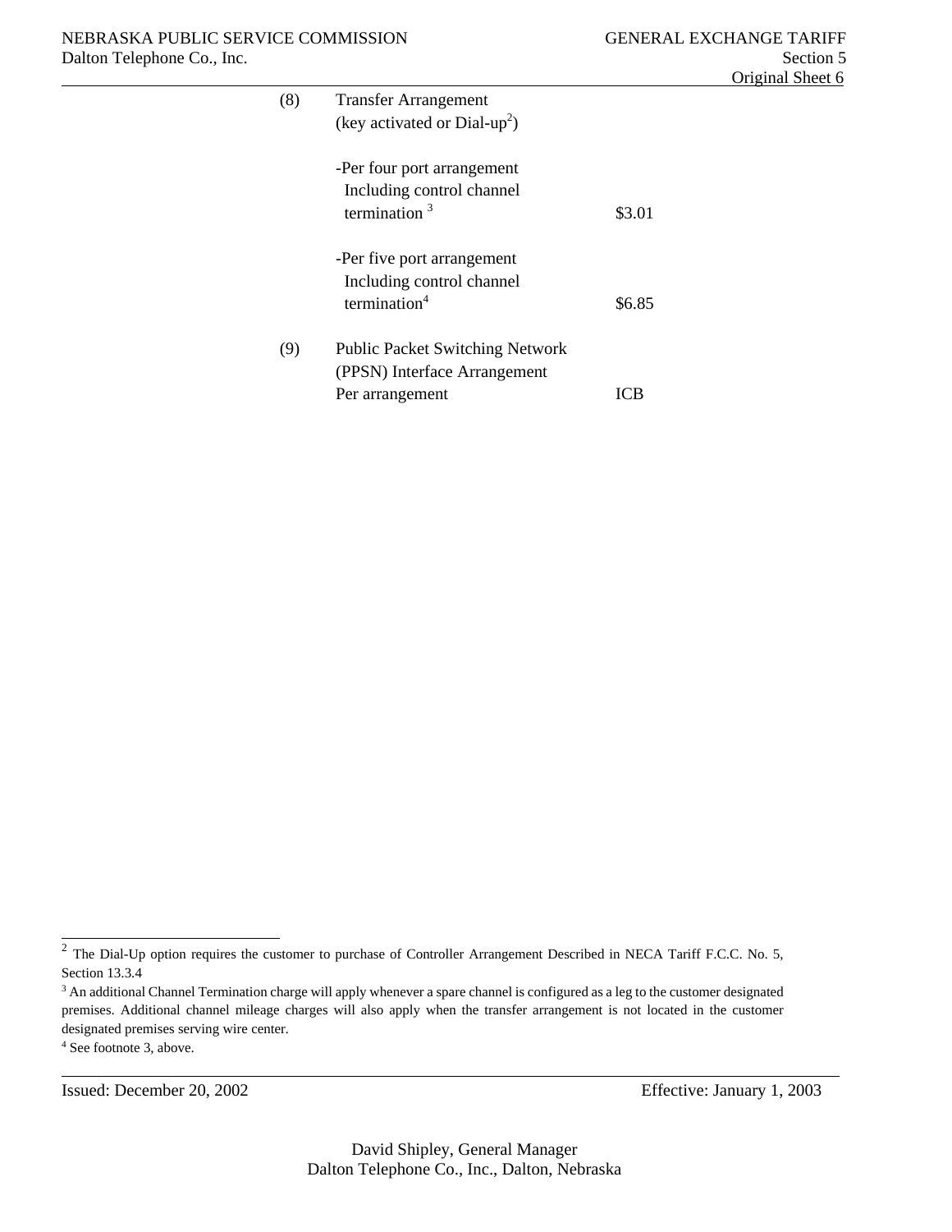(8) Transfer Arrangement
(key activated or Dial-up[2])

| | |
|---|---|
| -Per four port arrangement Including control channel termination [3] | $3.01 |
| -Per five port arrangement Including control channel termination[4] | $6.85 |

(9) Public Packet Switching Network (PPSN) Interface Arrangement

| | |
|---|---|
| Per arrangement | ICB |

---

[2] The Dial-Up option requires the customer to purchase of Controller Arrangement Described in NECA Tariff F.C.C. No. 5, Section 13.3.4

[3] An additional Channel Termination charge will apply whenever a spare channel is configured as a leg to the customer designated premises. Additional channel mileage charges will also apply when the transfer arrangement is not located in the customer designated premises serving wire center.

[4] See footnote 3, above.

Issued: December 20, 2002

Effective: January 1, 2003

David Shipley, General Manager
Dalton Telephone Co., Inc., Dalton, Nebraska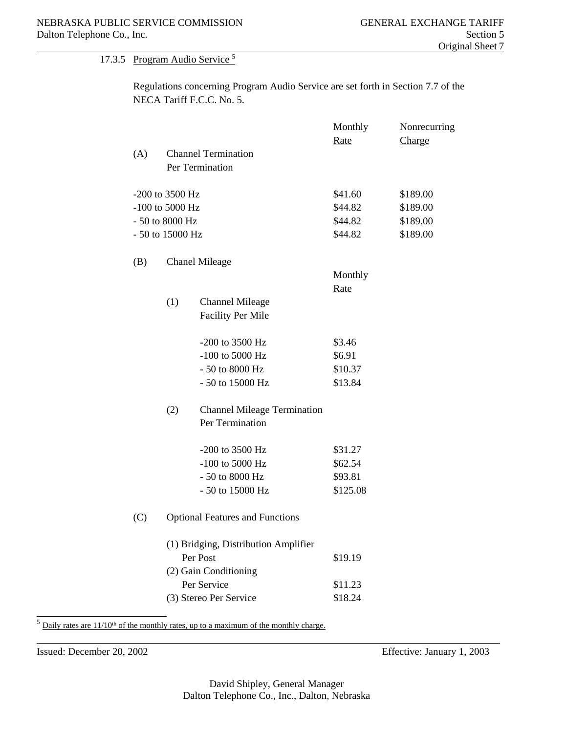### 17.3.5 Program Audio Service [5]

Regulations concerning Program Audio Service are set forth in Section 7.7 of the NECA Tariff F.C.C. No. 5.

| | Monthly Rate | Nonrecurring Charge |
|---|---|---|
| (A) Channel Termination Per Termination | | |
| -200 to 3500 Hz | $41.60 | $189.00 |
| -100 to 5000 Hz | $44.82 | $189.00 |
| - 50 to 8000 Hz | $44.82 | $189.00 |
| - 50 to 15000 Hz | $44.82 | $189.00 |

(B) Chanel Mileage

| | Monthly Rate |
|---|---|
| (1) Channel Mileage Facility Per Mile | |
| -200 to 3500 Hz | $3.46 |
| -100 to 5000 Hz | $6.91 |
| - 50 to 8000 Hz | $10.37 |
| - 50 to 15000 Hz | $13.84 |
| (2) Channel Mileage Termination Per Termination | |
| -200 to 3500 Hz | $31.27 |
| -100 to 5000 Hz | $62.54 |
| - 50 to 8000 Hz | $93.81 |
| - 50 to 15000 Hz | $125.08 |

(C) Optional Features and Functions

| | |
|---|---|
| (1) Bridging, Distribution Amplifier Per Post | $19.19 |
| (2) Gain Conditioning Per Service | $11.23 |
| (3) Stereo Per Service | $18.24 |

[5] Daily rates are 11/10th of the monthly rates, up to a maximum of the monthly charge.

Issued: December 20, 2002 Effective: January 1, 2003

David Shipley, General Manager
Dalton Telephone Co., Inc., Dalton, Nebraska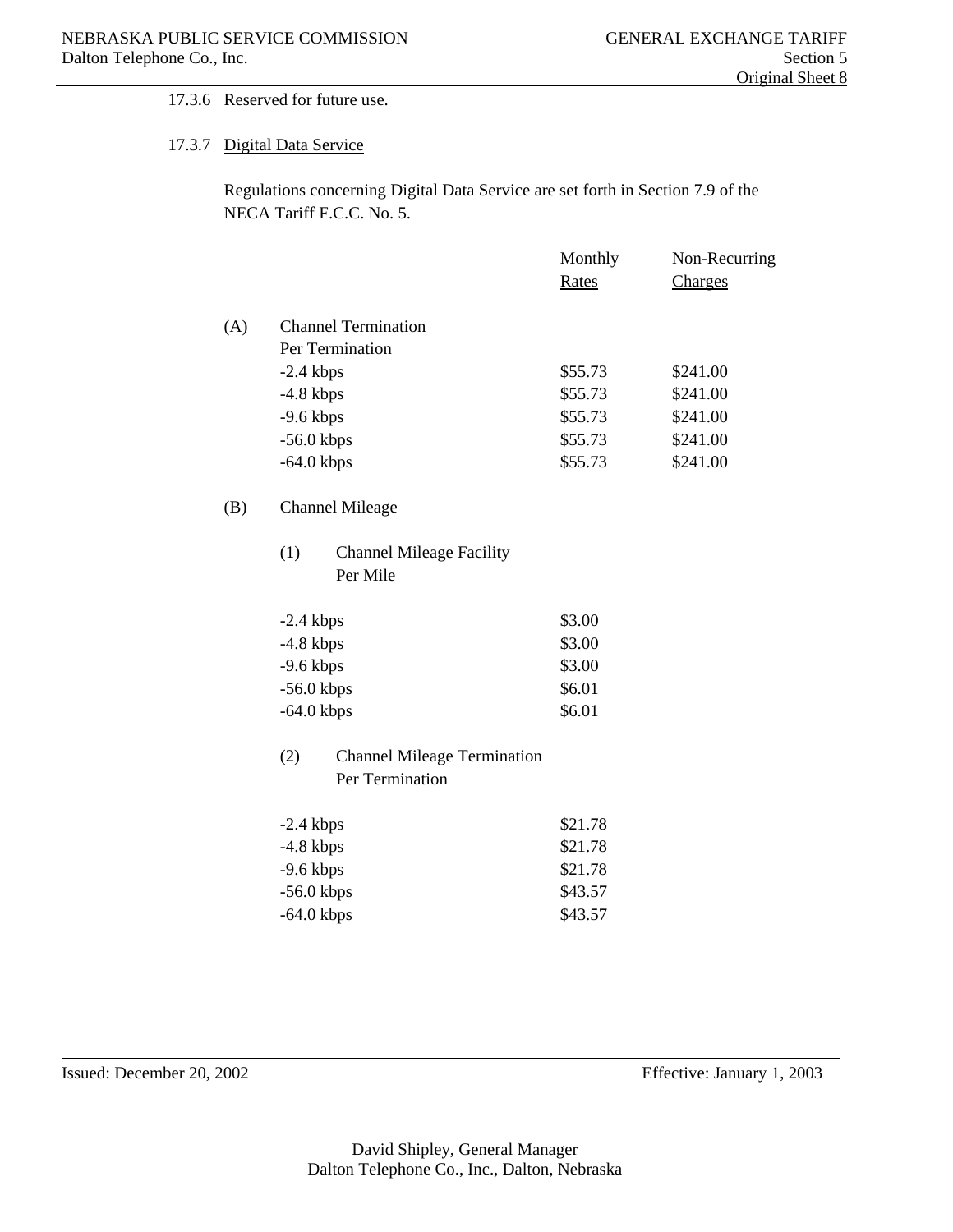17.3.6 Reserved for future use.

17.3.7 Digital Data Service

Regulations concerning Digital Data Service are set forth in Section 7.9 of the NECA Tariff F.C.C. No. 5.

| | Monthly Rates | Non-Recurring Charges |
|---|---|---|
| **(A) Channel Termination** | | |
| Per Termination | | |
| -2.4 kbps | $55.73 | $241.00 |
| -4.8 kbps | $55.73 | $241.00 |
| -9.6 kbps | $55.73 | $241.00 |
| -56.0 kbps | $55.73 | $241.00 |
| -64.0 kbps | $55.73 | $241.00 |
| **(B) Channel Mileage** | | |
| (1) Channel Mileage Facility Per Mile | | |
| -2.4 kbps | $3.00 | |
| -4.8 kbps | $3.00 | |
| -9.6 kbps | $3.00 | |
| -56.0 kbps | $6.01 | |
| -64.0 kbps | $6.01 | |
| (2) Channel Mileage Termination Per Termination | | |
| -2.4 kbps | $21.78 | |
| -4.8 kbps | $21.78 | |
| -9.6 kbps | $21.78 | |
| -56.0 kbps | $43.57 | |
| -64.0 kbps | $43.57 | |

Issued: December 20, 2002    Effective: January 1, 2003

David Shipley, General Manager
Dalton Telephone Co., Inc., Dalton, Nebraska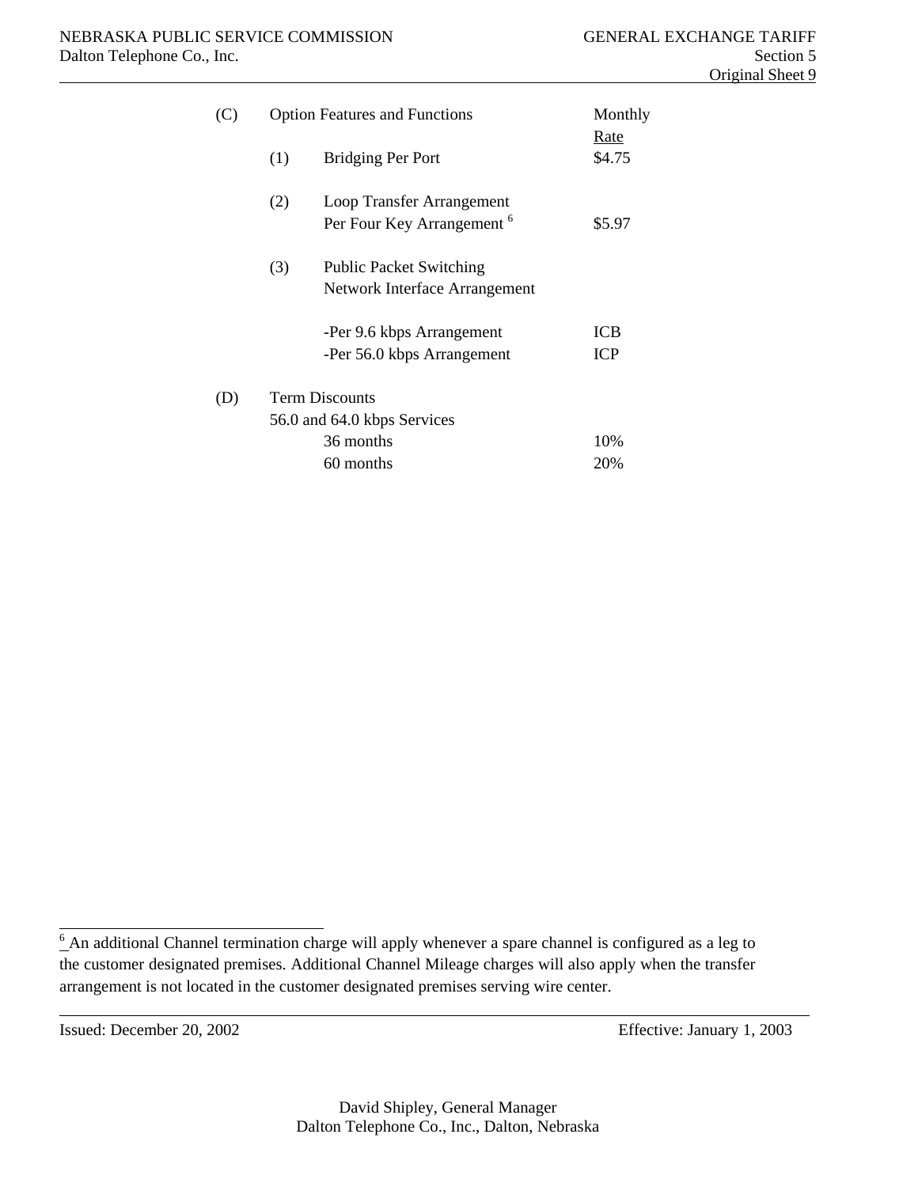| | | | Monthly Rate |
|---|---|---|---|
| (C) | Option Features and Functions | | |
| | (1) | Bridging Per Port | $4.75 |
| | (2) | Loop Transfer Arrangement Per Four Key Arrangement [6] | $5.97 |
| | (3) | Public Packet Switching Network Interface Arrangement | |
| | | -Per 9.6 kbps Arrangement | ICB |
| | | -Per 56.0 kbps Arrangement | ICP |
| (D) | Term Discounts | | |
| | 56.0 and 64.0 kbps Services | | |
| | | 36 months | 10% |
| | | 60 months | 20% |

[6] An additional Channel termination charge will apply whenever a spare channel is configured as a leg to the customer designated premises. Additional Channel Mileage charges will also apply when the transfer arrangement is not located in the customer designated premises serving wire center.

Issued: December 20, 2002 Effective: January 1, 2003

David Shipley, General Manager
Dalton Telephone Co., Inc., Dalton, Nebraska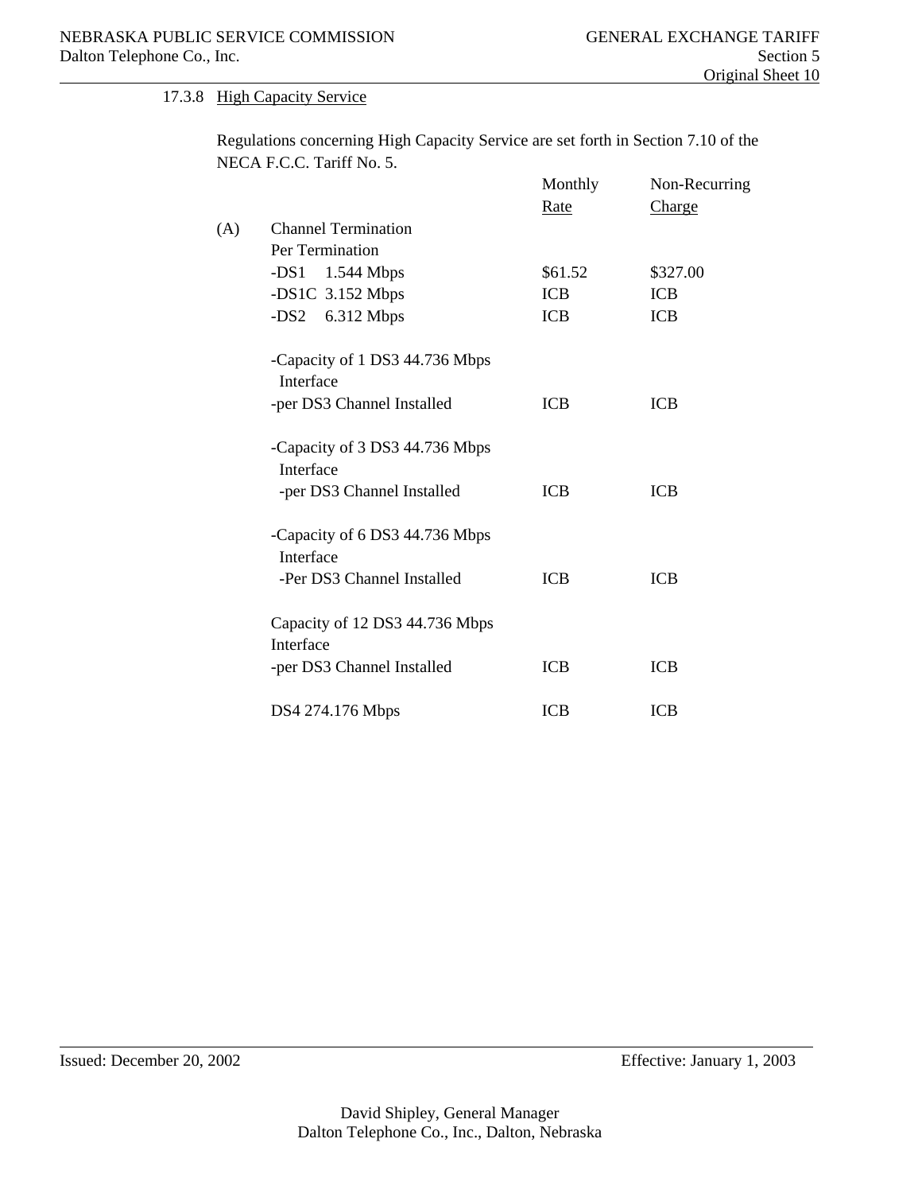### 17.3.8 High Capacity Service

Regulations concerning High Capacity Service are set forth in Section 7.10 of the NECA F.C.C. Tariff No. 5.

| | | Monthly Rate | Non-Recurring Charge |
|---|---|---|---|
| (A) | Channel Termination | | |
| | Per Termination | | |
| | -DS1 1.544 Mbps | $61.52 | $327.00 |
| | -DS1C 3.152 Mbps | ICB | ICB |
| | -DS2 6.312 Mbps | ICB | ICB |
| | -Capacity of 1 DS3 44.736 Mbps Interface | | |
| | -per DS3 Channel Installed | ICB | ICB |
| | -Capacity of 3 DS3 44.736 Mbps Interface | | |
| | -per DS3 Channel Installed | ICB | ICB |
| | -Capacity of 6 DS3 44.736 Mbps Interface | | |
| | -Per DS3 Channel Installed | ICB | ICB |
| | Capacity of 12 DS3 44.736 Mbps Interface | | |
| | -per DS3 Channel Installed | ICB | ICB |
| | DS4 274.176 Mbps | ICB | ICB |

Issued: December 20, 2002 Effective: January 1, 2003

David Shipley, General Manager
Dalton Telephone Co., Inc., Dalton, Nebraska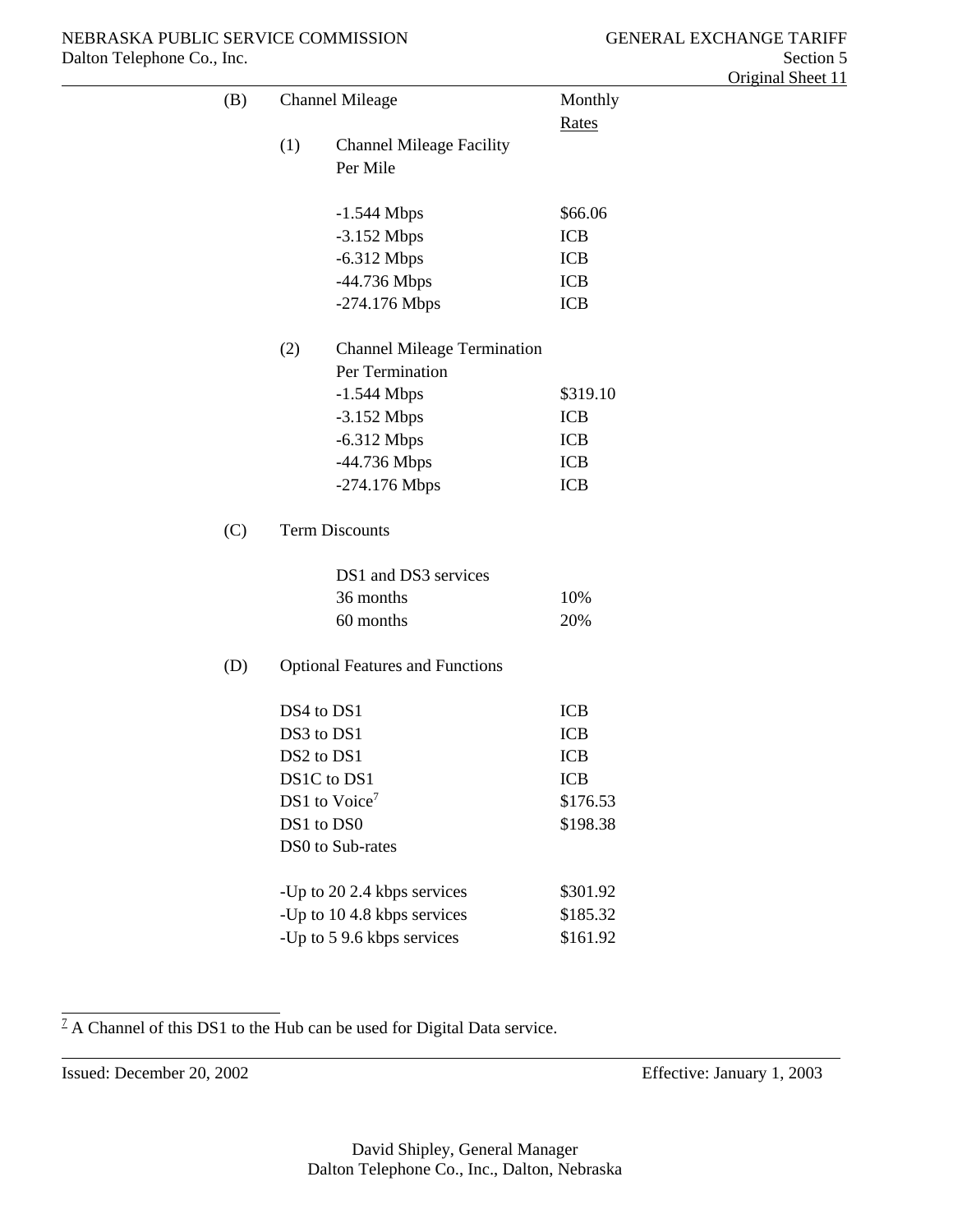(B) Channel Mileage

| | Monthly Rates |
|---|---|
| (1) Channel Mileage Facility Per Mile | |
| -1.544 Mbps | $66.06 |
| -3.152 Mbps | ICB |
| -6.312 Mbps | ICB |
| -44.736 Mbps | ICB |
| -274.176 Mbps | ICB |
| (2) Channel Mileage Termination Per Termination | |
| -1.544 Mbps | $319.10 |
| -3.152 Mbps | ICB |
| -6.312 Mbps | ICB |
| -44.736 Mbps | ICB |
| -274.176 Mbps | ICB |

(C) Term Discounts

| DS1 and DS3 services | |
|---|---|
| 36 months | 10% |
| 60 months | 20% |

(D) Optional Features and Functions

| | |
|---|---|
| DS4 to DS1 | ICB |
| DS3 to DS1 | ICB |
| DS2 to DS1 | ICB |
| DS1C to DS1 | ICB |
| DS1 to Voice[7] | $176.53 |
| DS1 to DS0 | $198.38 |
| DS0 to Sub-rates | |
| -Up to 20 2.4 kbps services | $301.92 |
| -Up to 10 4.8 kbps services | $185.32 |
| -Up to 5 9.6 kbps services | $161.92 |

[7] A Channel of this DS1 to the Hub can be used for Digital Data service.

Issued: December 20, 2002 Effective: January 1, 2003

David Shipley, General Manager
Dalton Telephone Co., Inc., Dalton, Nebraska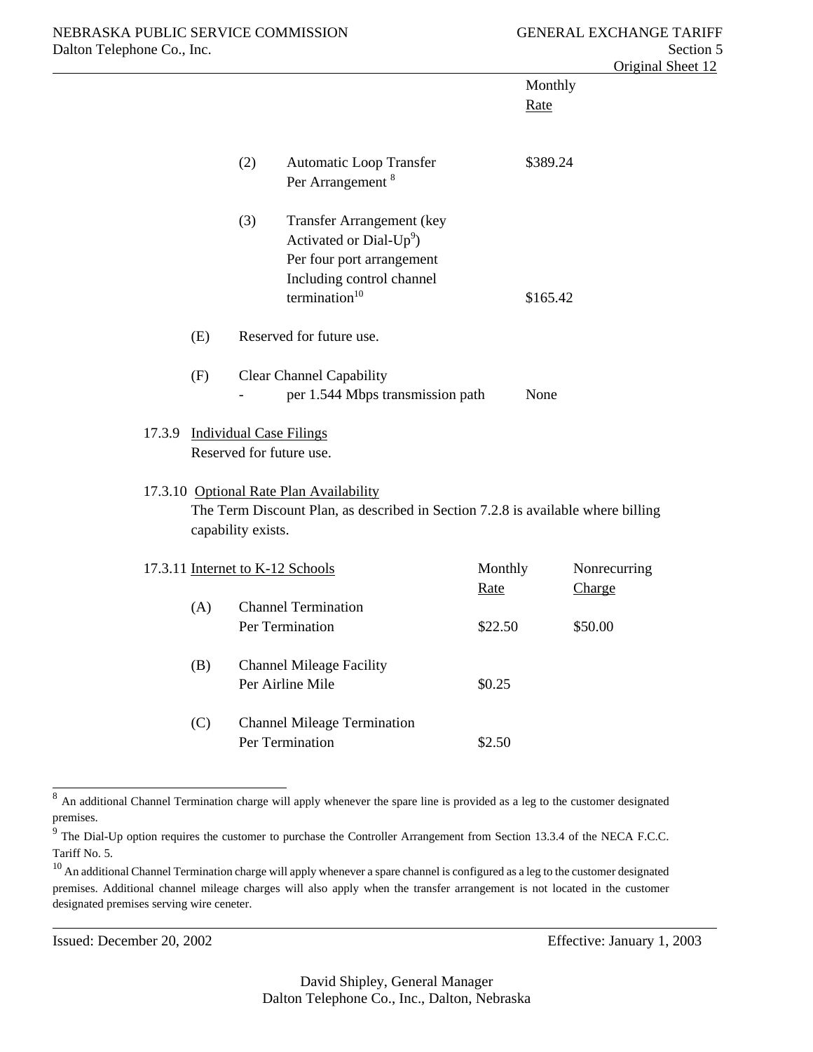| | Monthly Rate |
|---|---|
| (2) Automatic Loop Transfer Per Arrangement [8] | $389.24 |
| (3) Transfer Arrangement (key Activated or Dial-Up[9]) Per four port arrangement Including control channel termination[10] | $165.42 |

(E) Reserved for future use.

(F) Clear Channel Capability

| | |
|---|---|
| - per 1.544 Mbps transmission path | None |

17.3.9 Individual Case Filings

Reserved for future use.

17.3.10 Optional Rate Plan Availability

The Term Discount Plan, as described in Section 7.2.8 is available where billing capability exists.

17.3.11 Internet to K-12 Schools

| | Monthly Rate | Nonrecurring Charge |
|---|---|---|
| (A) Channel Termination Per Termination | $22.50 | $50.00 |
| (B) Channel Mileage Facility Per Airline Mile | $0.25 | |
| (C) Channel Mileage Termination Per Termination | $2.50 | |

---

[8] An additional Channel Termination charge will apply whenever the spare line is provided as a leg to the customer designated premises.

[9] The Dial-Up option requires the customer to purchase the Controller Arrangement from Section 13.3.4 of the NECA F.C.C. Tariff No. 5.

[10] An additional Channel Termination charge will apply whenever a spare channel is configured as a leg to the customer designated premises. Additional channel mileage charges will also apply when the transfer arrangement is not located in the customer designated premises serving wire ceneter.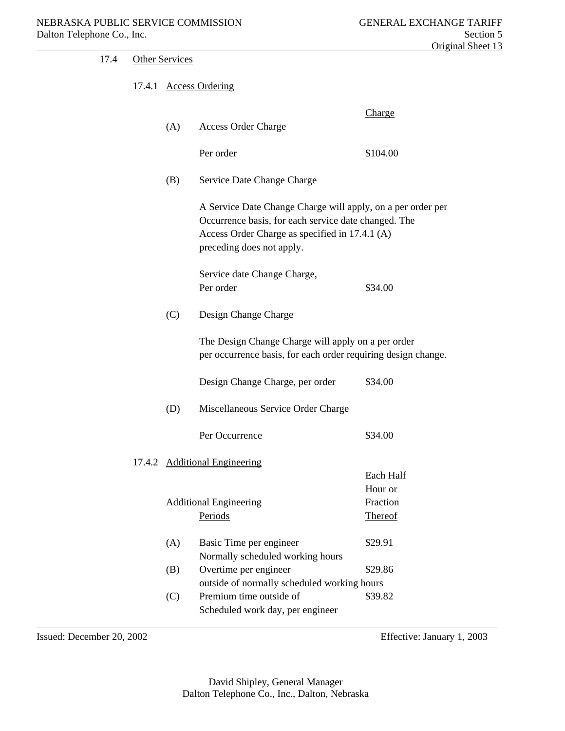### 17.4 Other Services

#### 17.4.1 Access Ordering

| | | Charge |
|---|---|---|
| (A) | Access Order Charge | |
| | Per order | $104.00 |

(B) Service Date Change Charge

A Service Date Change Charge will apply, on a per order per Occurrence basis, for each service date changed. The Access Order Charge as specified in 17.4.1 (A) preceding does not apply.

| | Charge |
|---|---|
| Service date Change Charge, Per order | $34.00 |

(C) Design Change Charge

The Design Change Charge will apply on a per order per occurrence basis, for each order requiring design change.

| | Charge |
|---|---|
| Design Change Charge, per order | $34.00 |

(D) Miscellaneous Service Order Charge

| | Charge |
|---|---|
| Per Occurrence | $34.00 |

#### 17.4.2 Additional Engineering

| | Additional Engineering Periods | Each Half Hour or Fraction Thereof |
|---|---|---|
| (A) | Basic Time per engineer Normally scheduled working hours | $29.91 |
| (B) | Overtime per engineer outside of normally scheduled working hours | $29.86 |
| (C) | Premium time outside of Scheduled work day, per engineer | $39.82 |

Issued: December 20, 2002 Effective: January 1, 2003

David Shipley, General Manager
Dalton Telephone Co., Inc., Dalton, Nebraska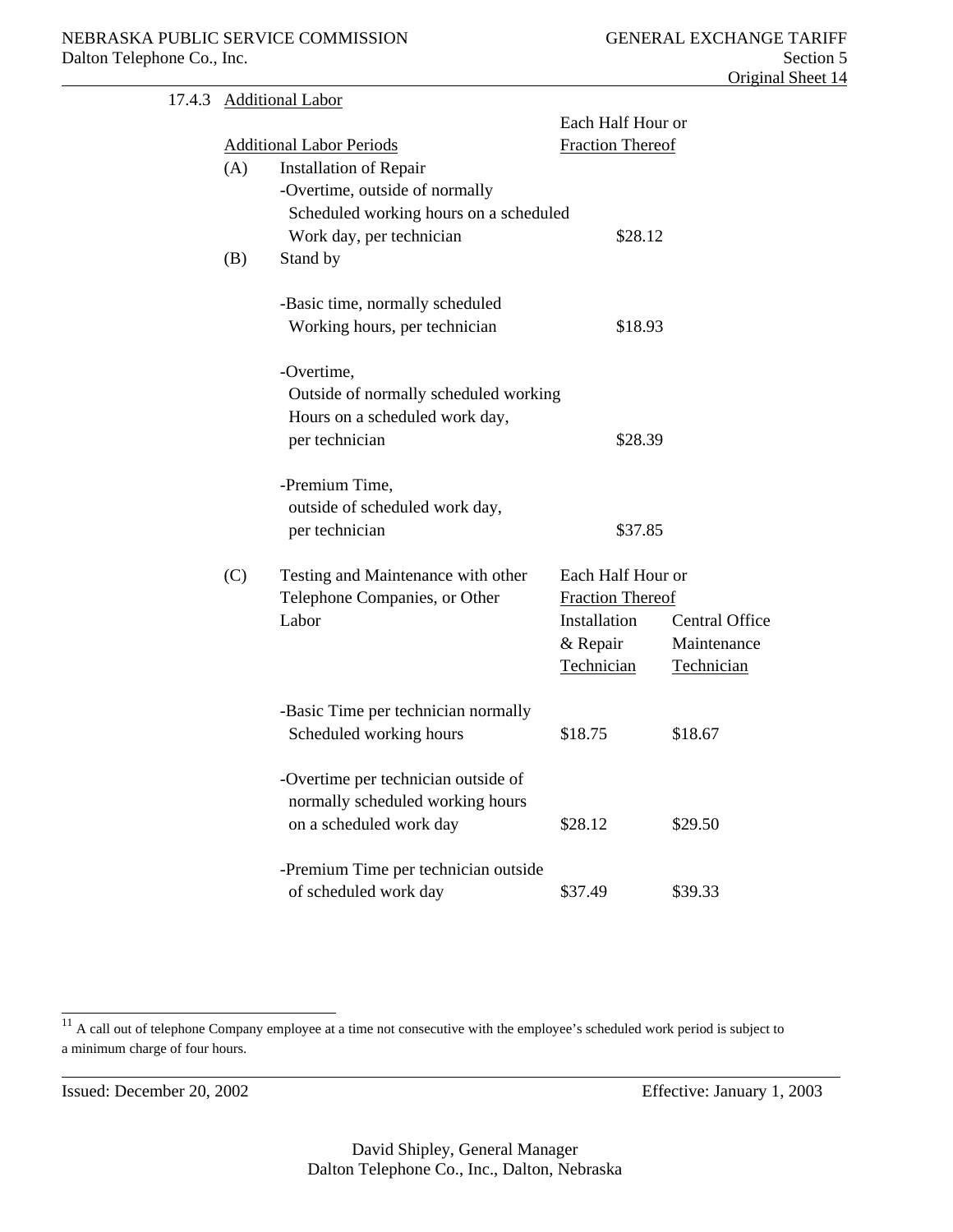17.4.3 Additional Labor

| Additional Labor Periods | | Each Half Hour or Fraction Thereof |
|---|---|---|
| (A) | Installation of Repair<br>-Overtime, outside of normally Scheduled working hours on a scheduled Work day, per technician | $28.12 |
| (B) | Stand by | |
| | -Basic time, normally scheduled Working hours, per technician | $18.93 |
| | -Overtime, Outside of normally scheduled working Hours on a scheduled work day, per technician | $28.39 |
| | -Premium Time, outside of scheduled work day, per technician | $37.85 |

| | | Each Half Hour or Fraction Thereof | |
|---|---|---|---|
| (C) | Testing and Maintenance with other Telephone Companies, or Other Labor | Installation & Repair Technician | Central Office Maintenance Technician |
| | -Basic Time per technician normally Scheduled working hours | $18.75 | $18.67 |
| | -Overtime per technician outside of normally scheduled working hours on a scheduled work day | $28.12 | $29.50 |
| | -Premium Time per technician outside of scheduled work day | $37.49 | $39.33 |

[11] A call out of telephone Company employee at a time not consecutive with the employee's scheduled work period is subject to a minimum charge of four hours.

Issued: December 20, 2002 Effective: January 1, 2003

David Shipley, General Manager
Dalton Telephone Co., Inc., Dalton, Nebraska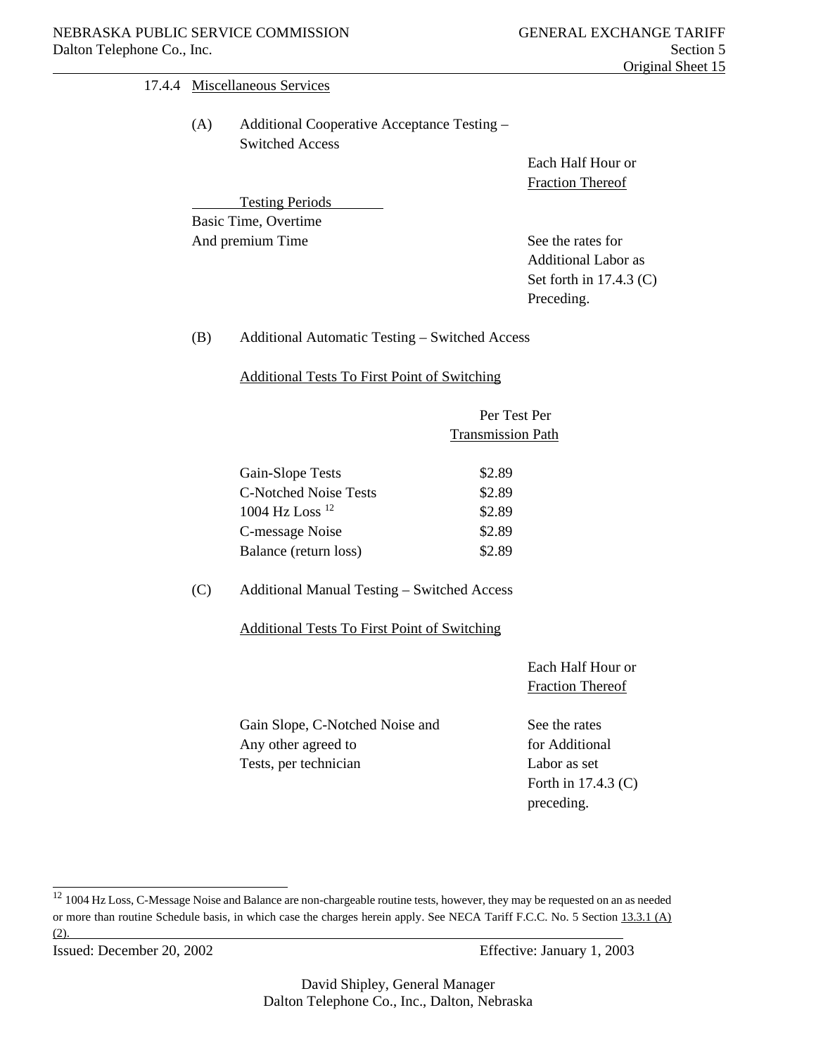#### 17.4.4 Miscellaneous Services

(A) Additional Cooperative Acceptance Testing – Switched Access

| Testing Periods | Each Half Hour or Fraction Thereof |
|---|---|
| Basic Time, Overtime And premium Time | See the rates for Additional Labor as Set forth in 17.4.3 (C) Preceding. |

(B) Additional Automatic Testing – Switched Access

Additional Tests To First Point of Switching

| | Per Test Per Transmission Path |
|---|---|
| Gain-Slope Tests | $2.89 |
| C-Notched Noise Tests | $2.89 |
| 1004 Hz Loss [12] | $2.89 |
| C-message Noise | $2.89 |
| Balance (return loss) | $2.89 |

(C) Additional Manual Testing – Switched Access

Additional Tests To First Point of Switching

| | Each Half Hour or Fraction Thereof |
|---|---|
| Gain Slope, C-Notched Noise and Any other agreed to Tests, per technician | See the rates for Additional Labor as set Forth in 17.4.3 (C) preceding. |

[12] 1004 Hz Loss, C-Message Noise and Balance are non-chargeable routine tests, however, they may be requested on an as needed or more than routine Schedule basis, in which case the charges herein apply. See NECA Tariff F.C.C. No. 5 Section 13.3.1 (A) (2).

Issued: December 20, 2002 Effective: January 1, 2003

David Shipley, General Manager
Dalton Telephone Co., Inc., Dalton, Nebraska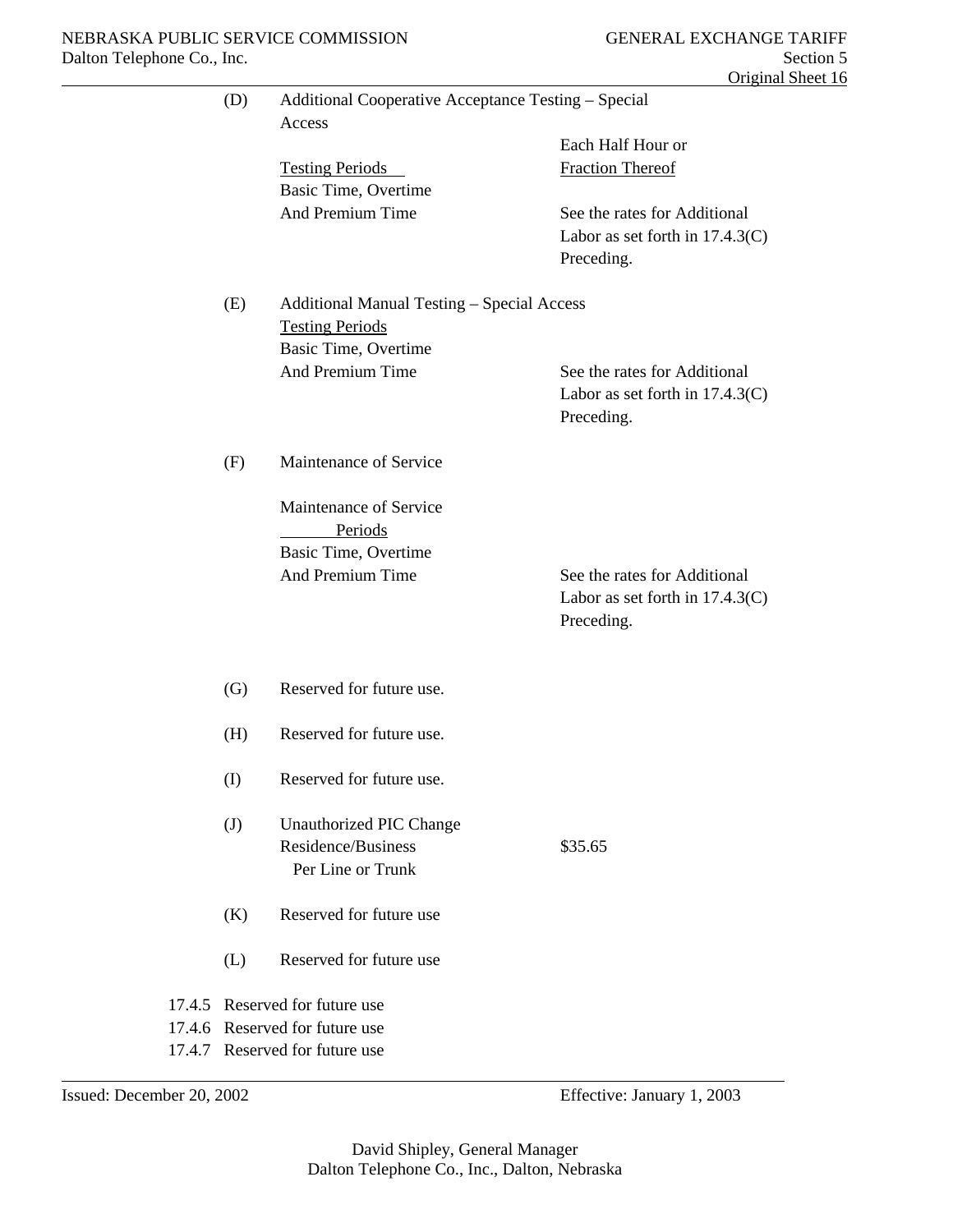(D) Additional Cooperative Acceptance Testing – Special Access

| Testing Periods | Each Half Hour or Fraction Thereof |
| --- | --- |
| Basic Time, Overtime And Premium Time | See the rates for Additional Labor as set forth in 17.4.3(C) Preceding. |

(E) Additional Manual Testing – Special Access

| Testing Periods | |
| --- | --- |
| Basic Time, Overtime And Premium Time | See the rates for Additional Labor as set forth in 17.4.3(C) Preceding. |

(F) Maintenance of Service

| Maintenance of Service Periods | |
| --- | --- |
| Basic Time, Overtime And Premium Time | See the rates for Additional Labor as set forth in 17.4.3(C) Preceding. |

(G) Reserved for future use.

(H) Reserved for future use.

(I) Reserved for future use.

(J) Unauthorized PIC Change

| | |
| --- | --- |
| Residence/Business Per Line or Trunk | $35.65 |

(K) Reserved for future use

(L) Reserved for future use

17.4.5 Reserved for future use
17.4.6 Reserved for future use
17.4.7 Reserved for future use

Issued: December 20, 2002 Effective: January 1, 2003

David Shipley, General Manager
Dalton Telephone Co., Inc., Dalton, Nebraska